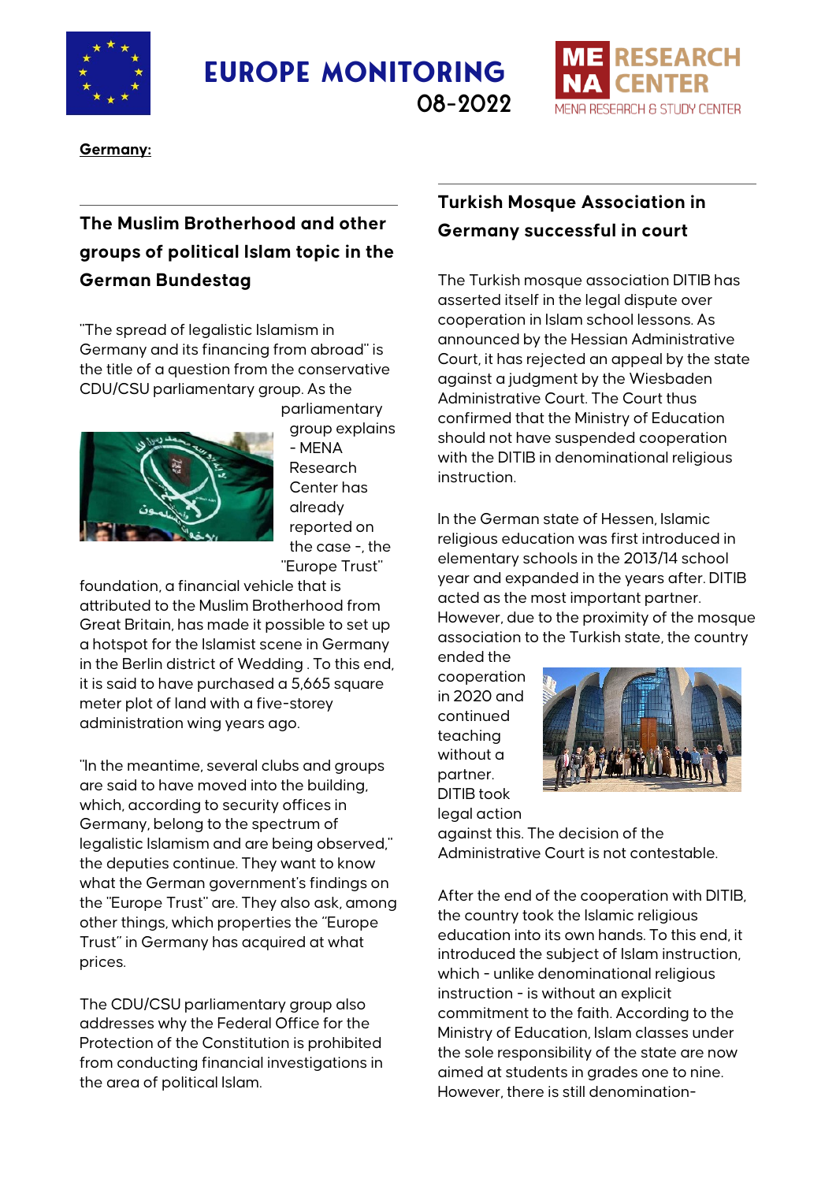# EUROPE MONITORING 08-2022

**Germany:**

## The Muslim Brotherhood and other groups of political Islam topic in the German Bundestag

"The spread of legalistic Islamism in Germany and its financing from abroad" is the title of a question from the conservative CDU/CSU parliamentary group. As the parliamentary group explains - MENA Research Center has already reported on the case -, the "Europe Trust" foundation, a financial vehicle that is attributed to the Muslim Brotherhood from Great Britain, has made it possible to set up a hotspot for the Islamist scene in Germany in the Berlin district of Wedding . To this end, it is said to have purchased a 5,665 square meter plot of land with a five-storey administration wing years ago.

"In the meantime, several clubs and groups are said to have moved into the building, which, according to security offices in Germany, belong to the spectrum of legalistic Islamism and are being observed," the deputies continue. They want to know what the German government's findings on the "Europe Trust" are. They also ask, among other things, which properties the "Europe Trust" in Germany has acquired at what prices.

The CDU/CSU parliamentary group also addresses why the Federal Office for the Protection of the Constitution is prohibited from conducting financial investigations in the area of political Islam.

## Turkish Mosque Association in Germany successful in court

The Turkish mosque association DITIB has asserted itself in the legal dispute over cooperation in Islam school lessons. As announced by the Hessian Administrative Court, it has rejected an appeal by the state against a judgment by the Wiesbaden Administrative Court. The Court thus confirmed that the Ministry of Education should not have suspended cooperation with the DITIB in denominational religious instruction.

In the German state of Hessen, Islamic religious education was first introduced in elementary schools in the 2013/14 school year and expanded in the years after. DITIB acted as the most important partner. However, due to the proximity of the mosque association to the Turkish state, the country ended the cooperation in 2020 and continued teaching without a partner. DITIB took legal action against this. The decision of the Administrative Court is not contestable.

After the end of the cooperation with DITIB, the country took the Islamic religious education into its own hands. To this end, it introduced the subject of Islam instruction, which - unlike denominational religious instruction - is without an explicit commitment to the faith. According to the Ministry of Education, Islam classes under the sole responsibility of the state are now aimed at students in grades one to nine. However, there is still denomination-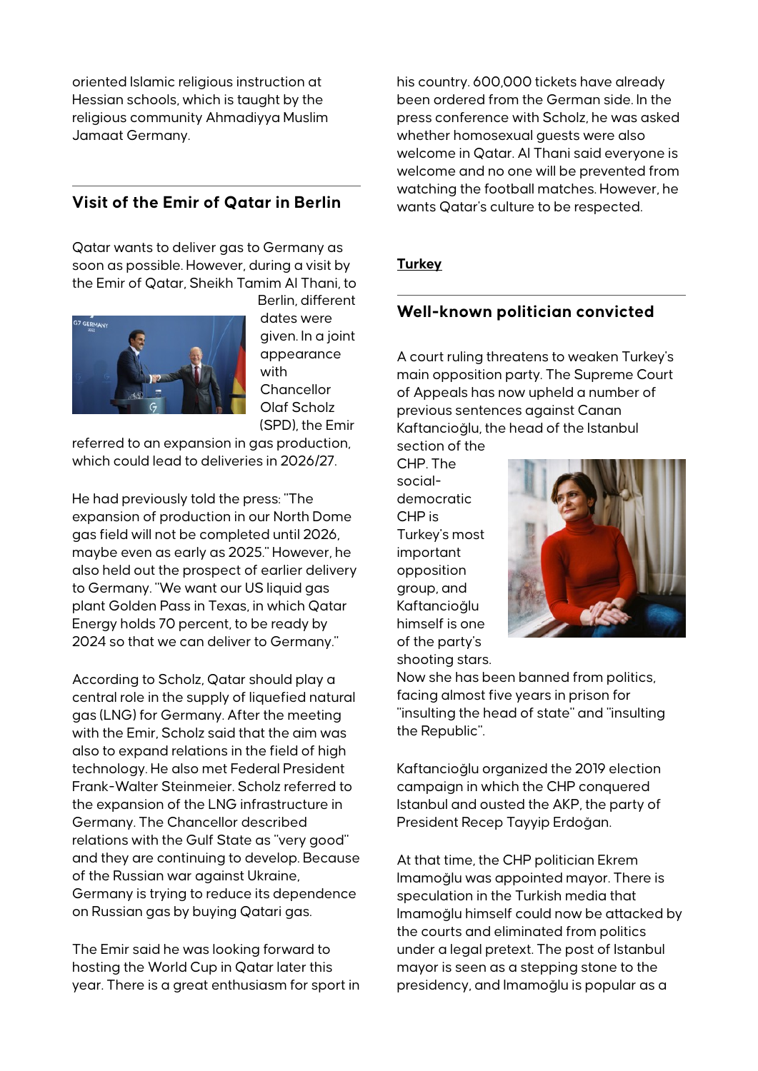oriented Islamic religious instruction at Hessian schools, which is taught by the religious community Ahmadiyya Muslim Jamaat Germany.

---

## Visit of the Emir of Qatar in Berlin

Qatar wants to deliver gas to Germany as soon as possible. However, during a visit by the Emir of Qatar, Sheikh Tamim Al Thani, to Berlin, different dates were given. In a joint appearance with Chancellor Olaf Scholz (SPD), the Emir referred to an expansion in gas production, which could lead to deliveries in 2026/27.

He had previously told the press: "The expansion of production in our North Dome gas field will not be completed until 2026, maybe even as early as 2025." However, he also held out the prospect of earlier delivery to Germany. "We want our US liquid gas plant Golden Pass in Texas, in which Qatar Energy holds 70 percent, to be ready by 2024 so that we can deliver to Germany."

According to Scholz, Qatar should play a central role in the supply of liquefied natural gas (LNG) for Germany. After the meeting with the Emir, Scholz said that the aim was also to expand relations in the field of high technology. He also met Federal President Frank-Walter Steinmeier. Scholz referred to the expansion of the LNG infrastructure in Germany. The Chancellor described relations with the Gulf State as "very good" and they are continuing to develop. Because of the Russian war against Ukraine, Germany is trying to reduce its dependence on Russian gas by buying Qatari gas.

The Emir said he was looking forward to hosting the World Cup in Qatar later this year. There is a great enthusiasm for sport in his country. 600,000 tickets have already been ordered from the German side. In the press conference with Scholz, he was asked whether homosexual guests were also welcome in Qatar. Al Thani said everyone is welcome and no one will be prevented from watching the football matches. However, he wants Qatar's culture to be respected.

**Turkey**

---

## Well-known politician convicted

A court ruling threatens to weaken Turkey's main opposition party. The Supreme Court of Appeals has now upheld a number of previous sentences against Canan Kaftancioğlu, the head of the Istanbul section of the CHP. The social-democratic CHP is Turkey's most important opposition group, and Kaftancioğlu himself is one of the party's shooting stars. Now she has been banned from politics, facing almost five years in prison for "insulting the head of state" and "insulting the Republic".

Kaftancioğlu organized the 2019 election campaign in which the CHP conquered Istanbul and ousted the AKP, the party of President Recep Tayyip Erdoğan.

At that time, the CHP politician Ekrem Imamoğlu was appointed mayor. There is speculation in the Turkish media that Imamoğlu himself could now be attacked by the courts and eliminated from politics under a legal pretext. The post of Istanbul mayor is seen as a stepping stone to the presidency, and Imamoğlu is popular as a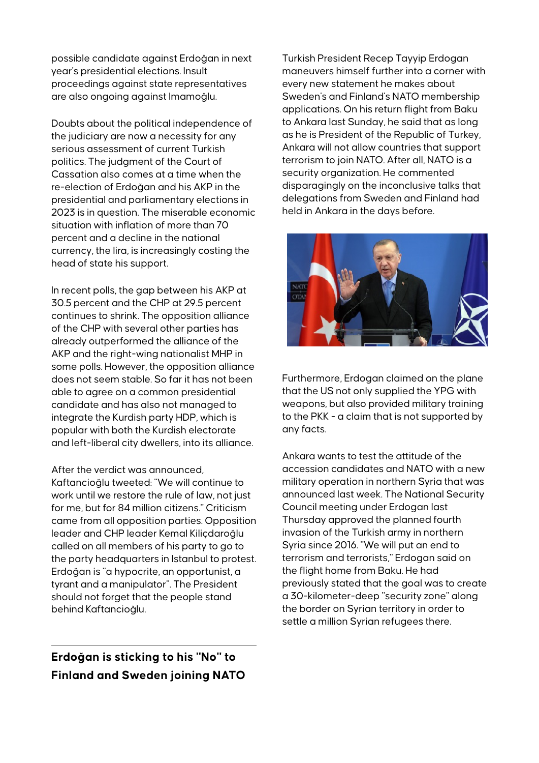possible candidate against Erdoğan in next year's presidential elections. Insult proceedings against state representatives are also ongoing against Imamoğlu.

Doubts about the political independence of the judiciary are now a necessity for any serious assessment of current Turkish politics. The judgment of the Court of Cassation also comes at a time when the re-election of Erdoğan and his AKP in the presidential and parliamentary elections in 2023 is in question. The miserable economic situation with inflation of more than 70 percent and a decline in the national currency, the lira, is increasingly costing the head of state his support.

In recent polls, the gap between his AKP at 30.5 percent and the CHP at 29.5 percent continues to shrink. The opposition alliance of the CHP with several other parties has already outperformed the alliance of the AKP and the right-wing nationalist MHP in some polls. However, the opposition alliance does not seem stable. So far it has not been able to agree on a common presidential candidate and has also not managed to integrate the Kurdish party HDP, which is popular with both the Kurdish electorate and left-liberal city dwellers, into its alliance.

After the verdict was announced, Kaftancioğlu tweeted: "We will continue to work until we restore the rule of law, not just for me, but for 84 million citizens." Criticism came from all opposition parties. Opposition leader and CHP leader Kemal Kiliçdaroğlu called on all members of his party to go to the party headquarters in Istanbul to protest. Erdoğan is "a hypocrite, an opportunist, a tyrant and a manipulator". The President should not forget that the people stand behind Kaftancioğlu.

## Erdoğan is sticking to his "No" to Finland and Sweden joining NATO

Turkish President Recep Tayyip Erdogan maneuvers himself further into a corner with every new statement he makes about Sweden's and Finland's NATO membership applications. On his return flight from Baku to Ankara last Sunday, he said that as long as he is President of the Republic of Turkey, Ankara will not allow countries that support terrorism to join NATO. After all, NATO is a security organization. He commented disparagingly on the inconclusive talks that delegations from Sweden and Finland had held in Ankara in the days before.

Furthermore, Erdogan claimed on the plane that the US not only supplied the YPG with weapons, but also provided military training to the PKK - a claim that is not supported by any facts.

Ankara wants to test the attitude of the accession candidates and NATO with a new military operation in northern Syria that was announced last week. The National Security Council meeting under Erdogan last Thursday approved the planned fourth invasion of the Turkish army in northern Syria since 2016. "We will put an end to terrorism and terrorists," Erdogan said on the flight home from Baku. He had previously stated that the goal was to create a 30-kilometer-deep "security zone" along the border on Syrian territory in order to settle a million Syrian refugees there.